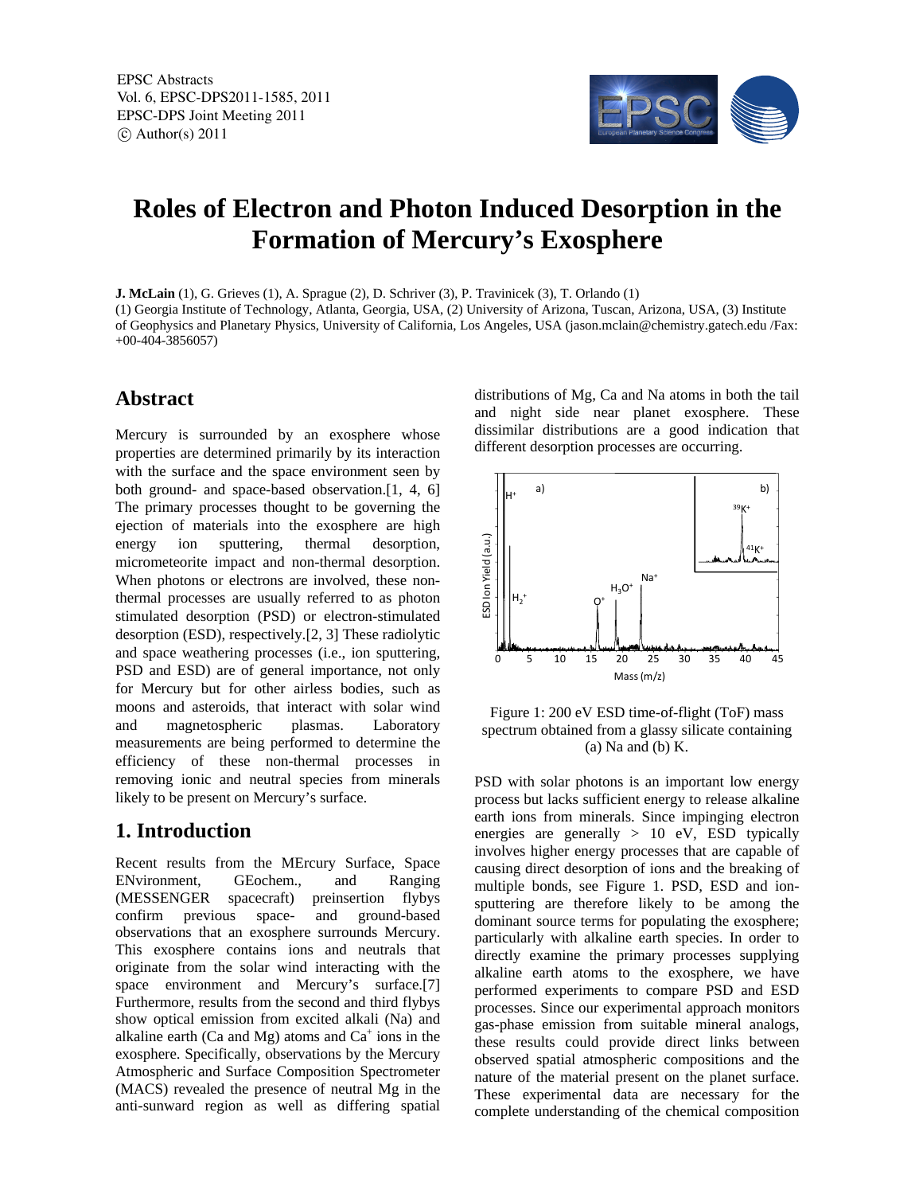EPSC Abstracts
Vol. 6, EPSC-DPS2011-1585, 2011
EPSC-DPS Joint Meeting 2011
© Author(s) 2011

# Roles of Electron and Photon Induced Desorption in the Formation of Mercury's Exosphere

**J. McLain** (1), G. Grieves (1), A. Sprague (2), D. Schriver (3), P. Travinicek (3), T. Orlando (1)

(1) Georgia Institute of Technology, Atlanta, Georgia, USA, (2) University of Arizona, Tuscan, Arizona, USA, (3) Institute of Geophysics and Planetary Physics, University of California, Los Angeles, USA (jason.mclain@chemistry.gatech.edu /Fax: +00-404-3856057)

## Abstract

Mercury is surrounded by an exosphere whose properties are determined primarily by its interaction with the surface and the space environment seen by both ground- and space-based observation.[1, 4, 6] The primary processes thought to be governing the ejection of materials into the exosphere are high energy ion sputtering, thermal desorption, micrometeorite impact and non-thermal desorption. When photons or electrons are involved, these non-thermal processes are usually referred to as photon stimulated desorption (PSD) or electron-stimulated desorption (ESD), respectively.[2, 3] These radiolytic and space weathering processes (i.e., ion sputtering, PSD and ESD) are of general importance, not only for Mercury but for other airless bodies, such as moons and asteroids, that interact with solar wind and magnetospheric plasmas. Laboratory measurements are being performed to determine the efficiency of these non-thermal processes in removing ionic and neutral species from minerals likely to be present on Mercury's surface.

## 1. Introduction

Recent results from the MErcury Surface, Space ENvironment, GEochem., and Ranging (MESSENGER spacecraft) preinsertion flybys confirm previous space- and ground-based observations that an exosphere surrounds Mercury. This exosphere contains ions and neutrals that originate from the solar wind interacting with the space environment and Mercury's surface.[7] Furthermore, results from the second and third flybys show optical emission from excited alkali (Na) and alkaline earth (Ca and Mg) atoms and $Ca^+$ ions in the exosphere. Specifically, observations by the Mercury Atmospheric and Surface Composition Spectrometer (MACS) revealed the presence of neutral Mg in the anti-sunward region as well as differing spatial distributions of Mg, Ca and Na atoms in both the tail and night side near planet exosphere. These dissimilar distributions are a good indication that different desorption processes are occurring.

Figure 1: 200 eV ESD time-of-flight (ToF) mass spectrum obtained from a glassy silicate containing (a) Na and (b) K.

PSD with solar photons is an important low energy process but lacks sufficient energy to release alkaline earth ions from minerals. Since impinging electron energies are generally > 10 eV, ESD typically involves higher energy processes that are capable of causing direct desorption of ions and the breaking of multiple bonds, see Figure 1. PSD, ESD and ion-sputtering are therefore likely to be among the dominant source terms for populating the exosphere; particularly with alkaline earth species. In order to directly examine the primary processes supplying alkaline earth atoms to the exosphere, we have performed experiments to compare PSD and ESD processes. Since our experimental approach monitors gas-phase emission from suitable mineral analogs, these results could provide direct links between observed spatial atmospheric compositions and the nature of the material present on the planet surface. These experimental data are necessary for the complete understanding of the chemical composition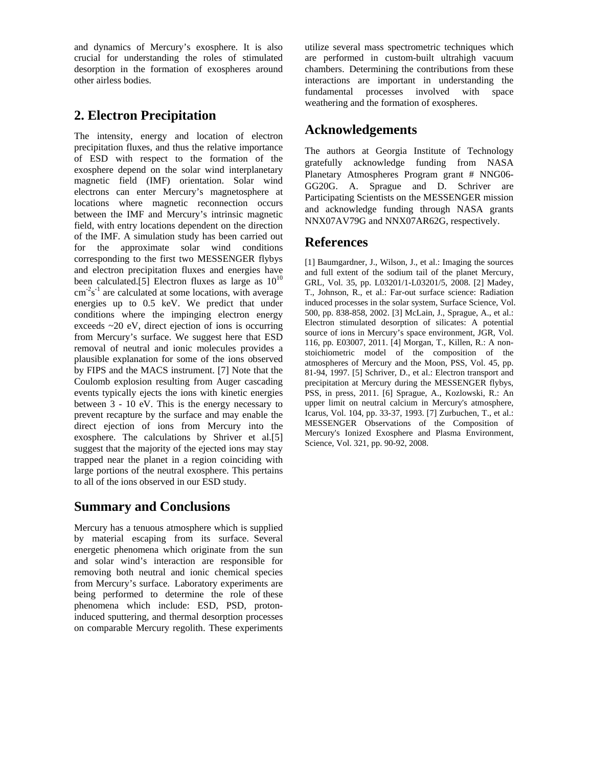and dynamics of Mercury's exosphere. It is also crucial for understanding the roles of stimulated desorption in the formation of exospheres around other airless bodies.

## 2. Electron Precipitation

The intensity, energy and location of electron precipitation fluxes, and thus the relative importance of ESD with respect to the formation of the exosphere depend on the solar wind interplanetary magnetic field (IMF) orientation. Solar wind electrons can enter Mercury's magnetosphere at locations where magnetic reconnection occurs between the IMF and Mercury's intrinsic magnetic field, with entry locations dependent on the direction of the IMF. A simulation study has been carried out for the approximate solar wind conditions corresponding to the first two MESSENGER flybys and electron precipitation fluxes and energies have been calculated.[5] Electron fluxes as large as $10^{10}$ $cm^{-2}s^{-1}$ are calculated at some locations, with average energies up to 0.5 keV. We predict that under conditions where the impinging electron energy exceeds ~20 eV, direct ejection of ions is occurring from Mercury's surface. We suggest here that ESD removal of neutral and ionic molecules provides a plausible explanation for some of the ions observed by FIPS and the MACS instrument. [7] Note that the Coulomb explosion resulting from Auger cascading events typically ejects the ions with kinetic energies between 3 - 10 eV. This is the energy necessary to prevent recapture by the surface and may enable the direct ejection of ions from Mercury into the exosphere. The calculations by Shriver et al.[5] suggest that the majority of the ejected ions may stay trapped near the planet in a region coinciding with large portions of the neutral exosphere. This pertains to all of the ions observed in our ESD study.

## Summary and Conclusions

Mercury has a tenuous atmosphere which is supplied by material escaping from its surface. Several energetic phenomena which originate from the sun and solar wind's interaction are responsible for removing both neutral and ionic chemical species from Mercury's surface. Laboratory experiments are being performed to determine the role of these phenomena which include: ESD, PSD, proton-induced sputtering, and thermal desorption processes on comparable Mercury regolith. These experiments utilize several mass spectrometric techniques which are performed in custom-built ultrahigh vacuum chambers. Determining the contributions from these interactions are important in understanding the fundamental processes involved with space weathering and the formation of exospheres.

## Acknowledgements

The authors at Georgia Institute of Technology gratefully acknowledge funding from NASA Planetary Atmospheres Program grant # NNG06-GG20G. A. Sprague and D. Schriver are Participating Scientists on the MESSENGER mission and acknowledge funding through NASA grants NNX07AV79G and NNX07AR62G, respectively.

## References

[1] Baumgardner, J., Wilson, J., et al.: Imaging the sources and full extent of the sodium tail of the planet Mercury, GRL, Vol. 35, pp. L03201/1-L03201/5, 2008. [2] Madey, T., Johnson, R., et al.: Far-out surface science: Radiation induced processes in the solar system, Surface Science, Vol. 500, pp. 838-858, 2002. [3] McLain, J., Sprague, A., et al.: Electron stimulated desorption of silicates: A potential source of ions in Mercury's space environment, JGR, Vol. 116, pp. E03007, 2011. [4] Morgan, T., Killen, R.: A non-stoichiometric model of the composition of the atmospheres of Mercury and the Moon, PSS, Vol. 45, pp. 81-94, 1997. [5] Schriver, D., et al.: Electron transport and precipitation at Mercury during the MESSENGER flybys, PSS, in press, 2011. [6] Sprague, A., Kozlowski, R.: An upper limit on neutral calcium in Mercury's atmosphere, Icarus, Vol. 104, pp. 33-37, 1993. [7] Zurbuchen, T., et al.: MESSENGER Observations of the Composition of Mercury's Ionized Exosphere and Plasma Environment, Science, Vol. 321, pp. 90-92, 2008.